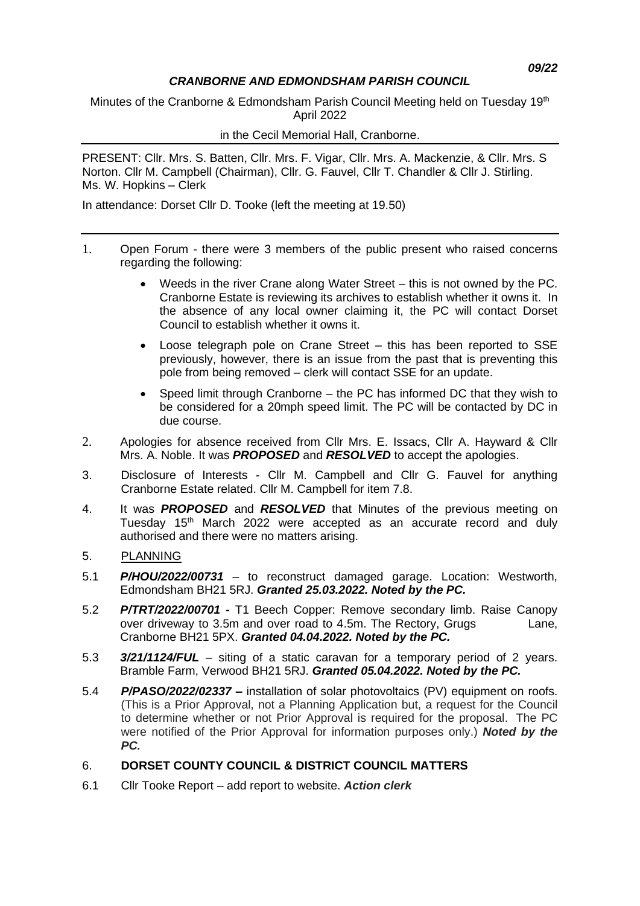*09/22*

# *CRANBORNE AND EDMONDSHAM PARISH COUNCIL*

Minutes of the Cranborne & Edmondsham Parish Council Meeting held on Tuesday 19th April 2022

in the Cecil Memorial Hall, Cranborne.

---

PRESENT: Cllr. Mrs. S. Batten, Cllr. Mrs. F. Vigar, Cllr. Mrs. A. Mackenzie, & Cllr. Mrs. S Norton. Cllr M. Campbell (Chairman), Cllr. G. Fauvel, Cllr T. Chandler & Cllr J. Stirling. Ms. W. Hopkins – Clerk

In attendance: Dorset Cllr D. Tooke (left the meeting at 19.50)

---

1. Open Forum - there were 3 members of the public present who raised concerns regarding the following:
   - Weeds in the river Crane along Water Street – this is not owned by the PC. Cranborne Estate is reviewing its archives to establish whether it owns it. In the absence of any local owner claiming it, the PC will contact Dorset Council to establish whether it owns it.
   - Loose telegraph pole on Crane Street – this has been reported to SSE previously, however, there is an issue from the past that is preventing this pole from being removed – clerk will contact SSE for an update.
   - Speed limit through Cranborne – the PC has informed DC that they wish to be considered for a 20mph speed limit. The PC will be contacted by DC in due course.
2. Apologies for absence received from Cllr Mrs. E. Issacs, Cllr A. Hayward & Cllr Mrs. A. Noble. It was ***PROPOSED*** and ***RESOLVED*** to accept the apologies.
3. Disclosure of Interests - Cllr M. Campbell and Cllr G. Fauvel for anything Cranborne Estate related. Cllr M. Campbell for item 7.8.
4. It was ***PROPOSED*** and ***RESOLVED*** that Minutes of the previous meeting on Tuesday 15th March 2022 were accepted as an accurate record and duly authorised and there were no matters arising.
5. PLANNING

5.1 ***P/HOU/2022/00731*** – to reconstruct damaged garage. Location: Westworth, Edmondsham BH21 5RJ. ***Granted 25.03.2022. Noted by the PC.***

5.2 ***P/TRT/2022/00701 -*** T1 Beech Copper: Remove secondary limb. Raise Canopy over driveway to 3.5m and over road to 4.5m. The Rectory, Grugs Lane, Cranborne BH21 5PX. ***Granted 04.04.2022. Noted by the PC.***

5.3 ***3/21/1124/FUL*** – siting of a static caravan for a temporary period of 2 years. Bramble Farm, Verwood BH21 5RJ. ***Granted 05.04.2022. Noted by the PC.***

5.4 ***P/PASO/2022/02337 –*** installation of solar photovoltaics (PV) equipment on roofs. (This is a Prior Approval, not a Planning Application but, a request for the Council to determine whether or not Prior Approval is required for the proposal. The PC were notified of the Prior Approval for information purposes only.) ***Noted by the PC.***

6. **DORSET COUNTY COUNCIL & DISTRICT COUNCIL MATTERS**

6.1 Cllr Tooke Report – add report to website. ***Action clerk***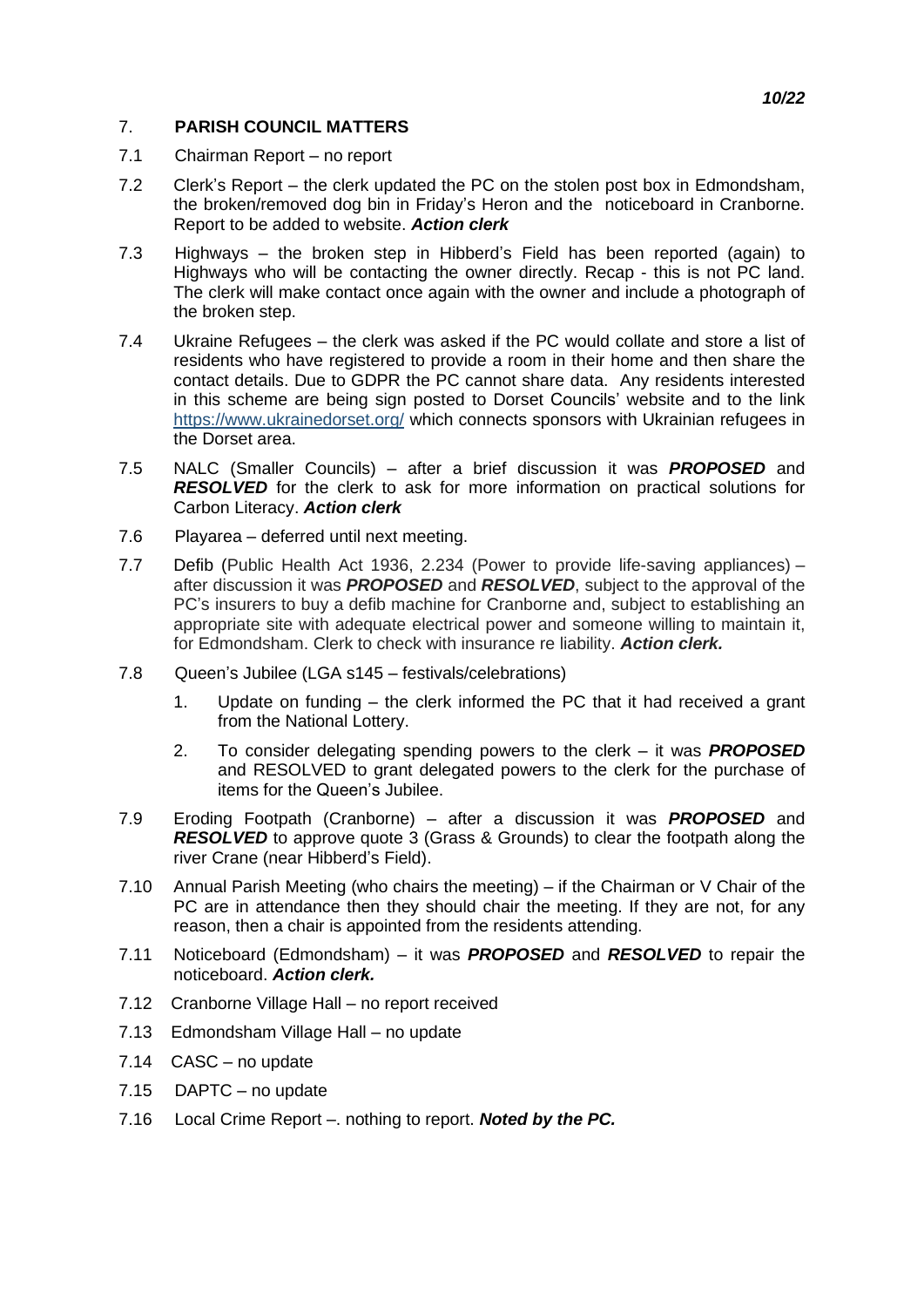## 7. PARISH COUNCIL MATTERS

7.1 Chairman Report – no report

7.2 Clerk's Report – the clerk updated the PC on the stolen post box in Edmondsham, the broken/removed dog bin in Friday's Heron and the noticeboard in Cranborne. Report to be added to website. ***Action clerk***

7.3 Highways – the broken step in Hibberd's Field has been reported (again) to Highways who will be contacting the owner directly. Recap - this is not PC land. The clerk will make contact once again with the owner and include a photograph of the broken step.

7.4 Ukraine Refugees – the clerk was asked if the PC would collate and store a list of residents who have registered to provide a room in their home and then share the contact details. Due to GDPR the PC cannot share data. Any residents interested in this scheme are being sign posted to Dorset Councils' website and to the link https://www.ukrainedorset.org/ which connects sponsors with Ukrainian refugees in the Dorset area.

7.5 NALC (Smaller Councils) – after a brief discussion it was ***PROPOSED*** and ***RESOLVED*** for the clerk to ask for more information on practical solutions for Carbon Literacy. ***Action clerk***

7.6 Playarea – deferred until next meeting.

7.7 Defib (Public Health Act 1936, 2.234 (Power to provide life-saving appliances) – after discussion it was ***PROPOSED*** and ***RESOLVED***, subject to the approval of the PC's insurers to buy a defib machine for Cranborne and, subject to establishing an appropriate site with adequate electrical power and someone willing to maintain it, for Edmondsham. Clerk to check with insurance re liability. ***Action clerk.***

7.8 Queen's Jubilee (LGA s145 – festivals/celebrations)

1. Update on funding – the clerk informed the PC that it had received a grant from the National Lottery.
2. To consider delegating spending powers to the clerk – it was ***PROPOSED*** and RESOLVED to grant delegated powers to the clerk for the purchase of items for the Queen's Jubilee.

7.9 Eroding Footpath (Cranborne) – after a discussion it was ***PROPOSED*** and ***RESOLVED*** to approve quote 3 (Grass & Grounds) to clear the footpath along the river Crane (near Hibberd's Field).

7.10 Annual Parish Meeting (who chairs the meeting) – if the Chairman or V Chair of the PC are in attendance then they should chair the meeting. If they are not, for any reason, then a chair is appointed from the residents attending.

7.11 Noticeboard (Edmondsham) – it was ***PROPOSED*** and ***RESOLVED*** to repair the noticeboard. ***Action clerk.***

7.12 Cranborne Village Hall – no report received

7.13 Edmondsham Village Hall – no update

7.14 CASC – no update

7.15 DAPTC – no update

7.16 Local Crime Report –. nothing to report. ***Noted by the PC.***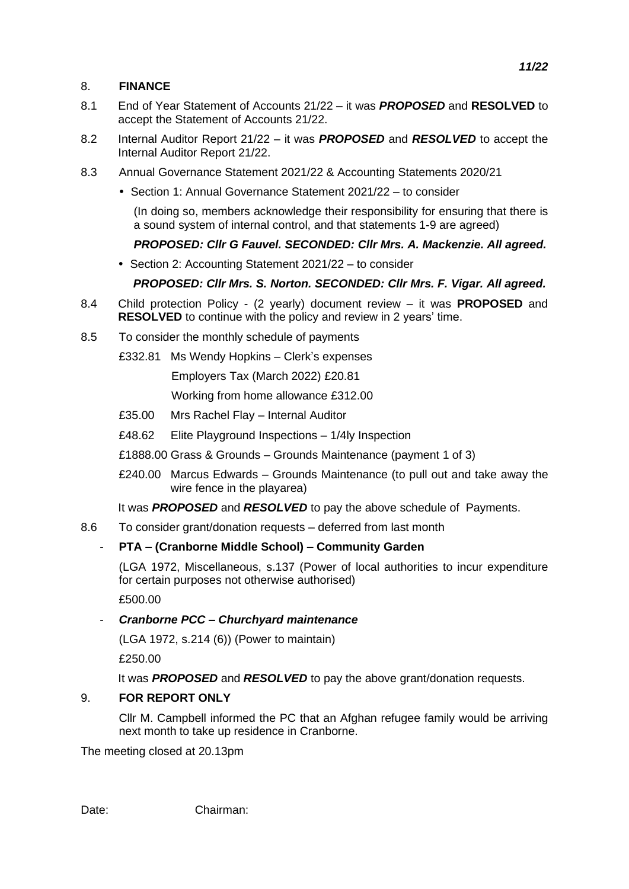## 8. FINANCE

8.1 End of Year Statement of Accounts 21/22 – it was ***PROPOSED*** and **RESOLVED** to accept the Statement of Accounts 21/22.

8.2 Internal Auditor Report 21/22 – it was ***PROPOSED*** and ***RESOLVED*** to accept the Internal Auditor Report 21/22.

8.3 Annual Governance Statement 2021/22 & Accounting Statements 2020/21

- Section 1: Annual Governance Statement 2021/22 – to consider

  (In doing so, members acknowledge their responsibility for ensuring that there is a sound system of internal control, and that statements 1-9 are agreed)

  ***PROPOSED: Cllr G Fauvel. SECONDED: Cllr Mrs. A. Mackenzie. All agreed.***

- Section 2: Accounting Statement 2021/22 – to consider

  ***PROPOSED: Cllr Mrs. S. Norton. SECONDED: Cllr Mrs. F. Vigar. All agreed.***

8.4 Child protection Policy - (2 yearly) document review – it was **PROPOSED** and **RESOLVED** to continue with the policy and review in 2 years' time.

8.5 To consider the monthly schedule of payments

£332.81 Ms Wendy Hopkins – Clerk's expenses

Employers Tax (March 2022) £20.81

Working from home allowance £312.00

£35.00 Mrs Rachel Flay – Internal Auditor

£48.62 Elite Playground Inspections – 1/4ly Inspection

£1888.00 Grass & Grounds – Grounds Maintenance (payment 1 of 3)

£240.00 Marcus Edwards – Grounds Maintenance (to pull out and take away the wire fence in the playarea)

It was ***PROPOSED*** and ***RESOLVED*** to pay the above schedule of Payments.

8.6 To consider grant/donation requests – deferred from last month

- **PTA – (Cranborne Middle School) – Community Garden**

  (LGA 1972, Miscellaneous, s.137 (Power of local authorities to incur expenditure for certain purposes not otherwise authorised)

  £500.00

- ***Cranborne PCC – Churchyard maintenance***

  (LGA 1972, s.214 (6)) (Power to maintain)

  £250.00

It was ***PROPOSED*** and ***RESOLVED*** to pay the above grant/donation requests.

## 9. FOR REPORT ONLY

Cllr M. Campbell informed the PC that an Afghan refugee family would be arriving next month to take up residence in Cranborne.

The meeting closed at 20.13pm

Date: Chairman: